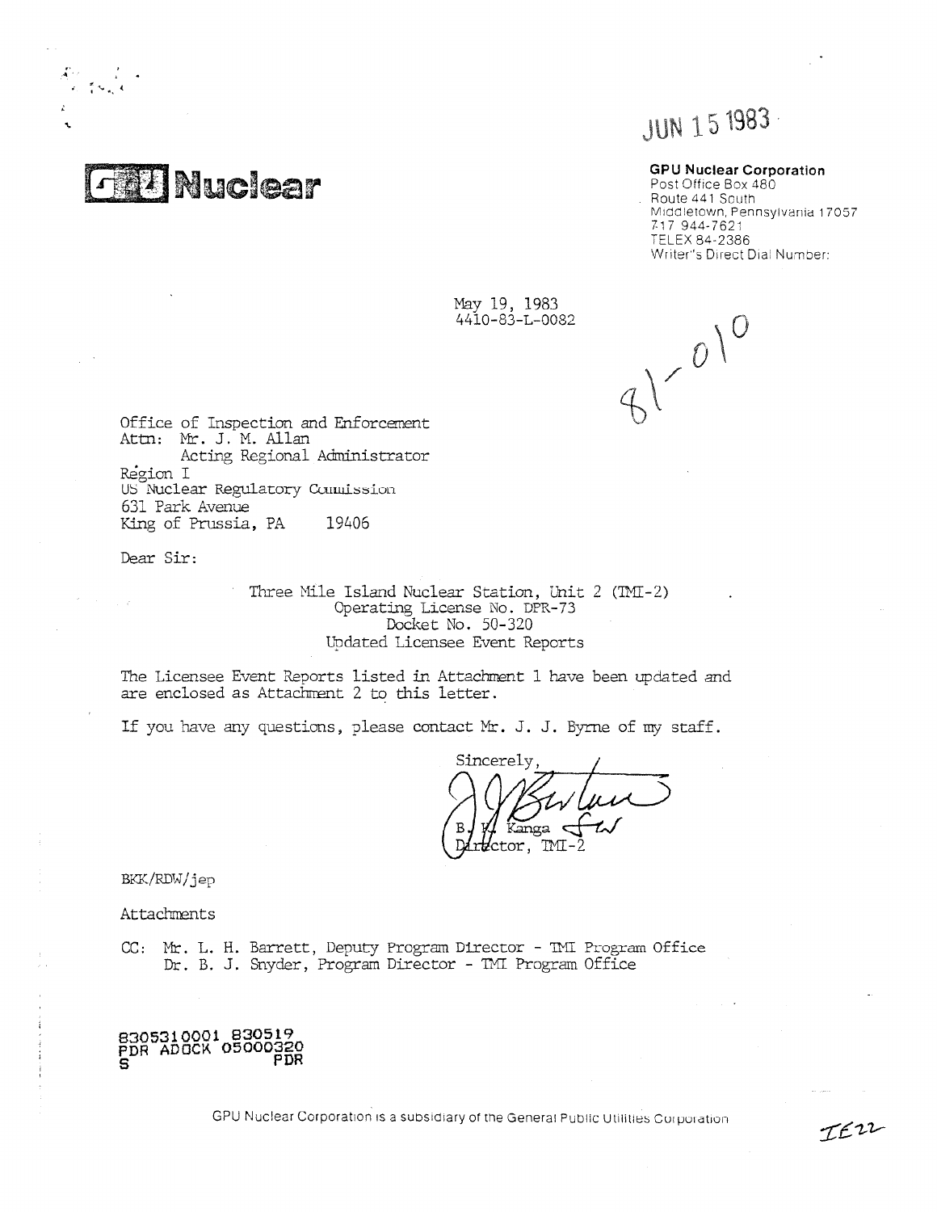JUN 15 1983

**GPU Nuclear**

**GPU Nuclear Corporation**
Post Office Box 480
Route 441 South
Middletown, Pennsylvania 17057
717 944-7621
TELEX 84-2386
Writer's Direct Dial Number:

May 19, 1983
4410-83-L-0082

81-010

Office of Inspection and Enforcement
Attn: Mr. J. M. Allan
Acting Regional Administrator
Region I
US Nuclear Regulatory Commission
631 Park Avenue
King of Prussia, PA 19406

Dear Sir:

Three Mile Island Nuclear Station, Unit 2 (TMI-2)
Operating License No. DPR-73
Docket No. 50-320
Updated Licensee Event Reports

The Licensee Event Reports listed in Attachment 1 have been updated and are enclosed as Attachment 2 to this letter.

If you have any questions, please contact Mr. J. J. Byrne of my staff.

Sincerely,

B. K. Kanga
Director, TMI-2

BKK/RDW/jep

Attachments

CC: Mr. L. H. Barrett, Deputy Program Director - TMI Program Office
Dr. B. J. Snyder, Program Director - TMI Program Office

8305310001 830519
PDR ADOCK 05000320
S PDR

GPU Nuclear Corporation is a subsidiary of the General Public Utilities Corporation

IE22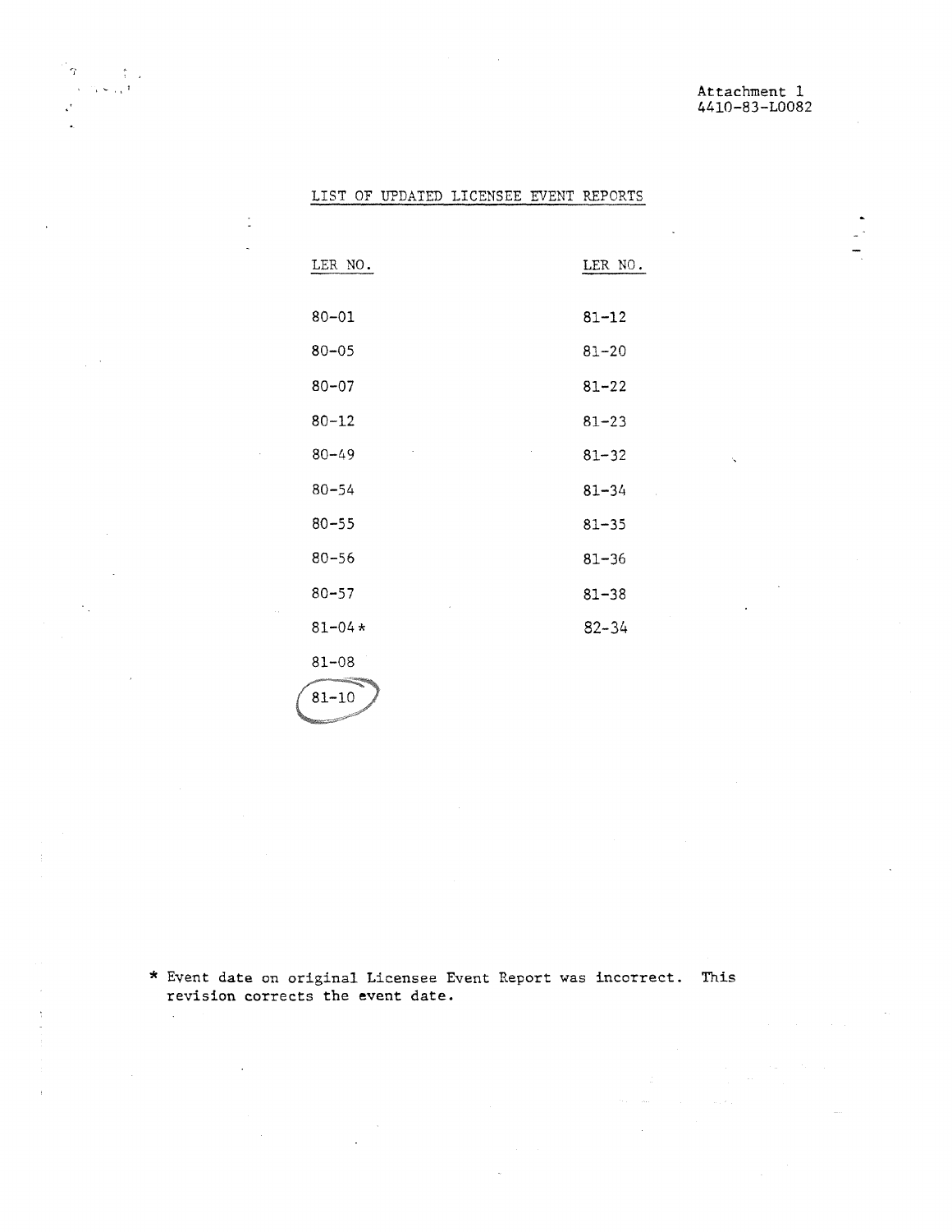Attachment 1
4410-83-L0082

## LIST OF UPDATED LICENSEE EVENT REPORTS

| LER NO. | LER NO. |
|---|---|
| 80-01 | 81-12 |
| 80-05 | 81-20 |
| 80-07 | 81-22 |
| 80-12 | 81-23 |
| 80-49 | 81-32 |
| 80-54 | 81-34 |
| 80-55 | 81-35 |
| 80-56 | 81-36 |
| 80-57 | 81-38 |
| 81-04 * | 82-34 |
| 81-08 | |
| 81-10 | |

* Event date on original Licensee Event Report was incorrect. This revision corrects the event date.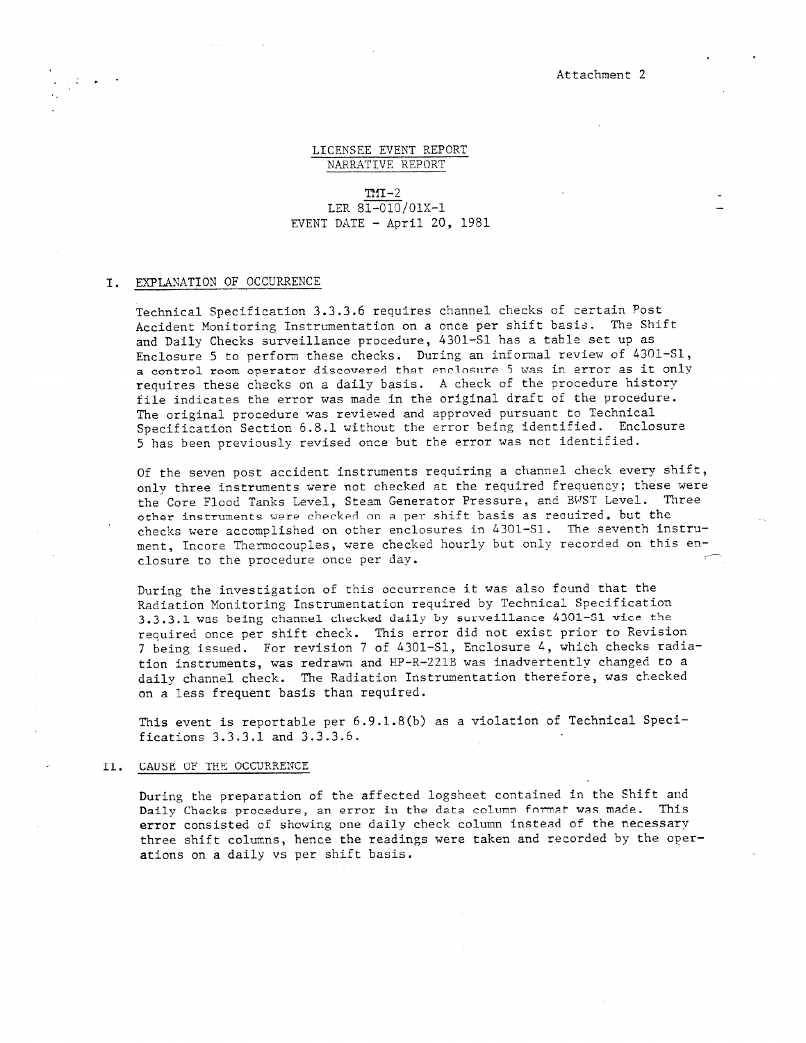Attachment 2

LICENSEE EVENT REPORT
NARRATIVE REPORT

TMI-2
LER 81-010/01X-1
EVENT DATE - April 20, 1981

## I. EXPLANATION OF OCCURRENCE

Technical Specification 3.3.3.6 requires channel checks of certain Post Accident Monitoring Instrumentation on a once per shift basis. The Shift and Daily Checks surveillance procedure, 4301-S1 has a table set up as Enclosure 5 to perform these checks. During an informal review of 4301-S1, a control room operator discovered that enclosure 5 was in error as it only requires these checks on a daily basis. A check of the procedure history file indicates the error was made in the original draft of the procedure. The original procedure was reviewed and approved pursuant to Technical Specification Section 6.8.1 without the error being identified. Enclosure 5 has been previously revised once but the error was not identified.

Of the seven post accident instruments requiring a channel check every shift, only three instruments were not checked at the required frequency; these were the Core Flood Tanks Level, Steam Generator Pressure, and BWST Level. Three other instruments were checked on a per shift basis as required, but the checks were accomplished on other enclosures in 4301-S1. The seventh instrument, Incore Thermocouples, were checked hourly but only recorded on this enclosure to the procedure once per day.

During the investigation of this occurrence it was also found that the Radiation Monitoring Instrumentation required by Technical Specification 3.3.3.1 was being channel checked daily by surveillance 4301-S1 vice the required once per shift check. This error did not exist prior to Revision 7 being issued. For revision 7 of 4301-S1, Enclosure 4, which checks radiation instruments, was redrawn and HP-R-221B was inadvertently changed to a daily channel check. The Radiation Instrumentation therefore, was checked on a less frequent basis than required.

This event is reportable per 6.9.1.8(b) as a violation of Technical Specifications 3.3.3.1 and 3.3.3.6.

## II. CAUSE OF THE OCCURRENCE

During the preparation of the affected logsheet contained in the Shift and Daily Checks procedure, an error in the data column format was made. This error consisted of showing one daily check column instead of the necessary three shift columns, hence the readings were taken and recorded by the operations on a daily vs per shift basis.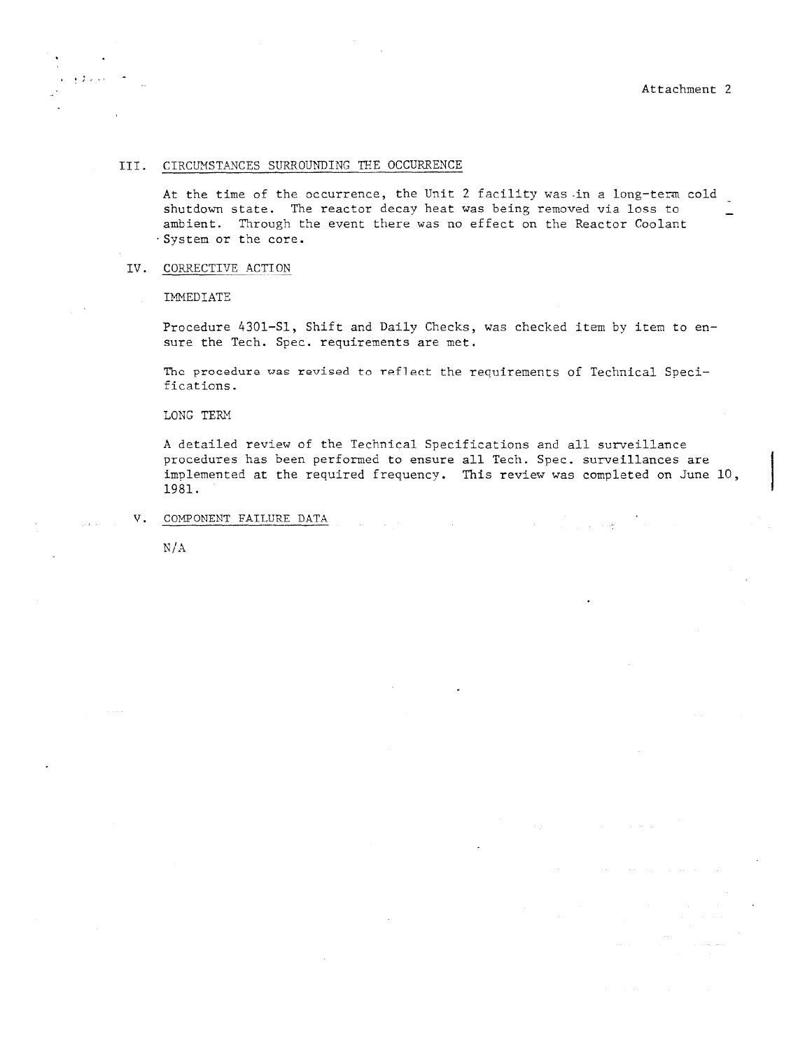Attachment 2

## III. CIRCUMSTANCES SURROUNDING THE OCCURRENCE

At the time of the occurrence, the Unit 2 facility was in a long-term cold shutdown state. The reactor decay heat was being removed via loss to ambient. Through the event there was no effect on the Reactor Coolant System or the core.

## IV. CORRECTIVE ACTION

IMMEDIATE

Procedure 4301-S1, Shift and Daily Checks, was checked item by item to ensure the Tech. Spec. requirements are met.

The procedure was revised to reflect the requirements of Technical Specifications.

LONG TERM

A detailed review of the Technical Specifications and all surveillance procedures has been performed to ensure all Tech. Spec. surveillances are implemented at the required frequency. This review was completed on June 10, 1981.

## V. COMPONENT FAILURE DATA

N/A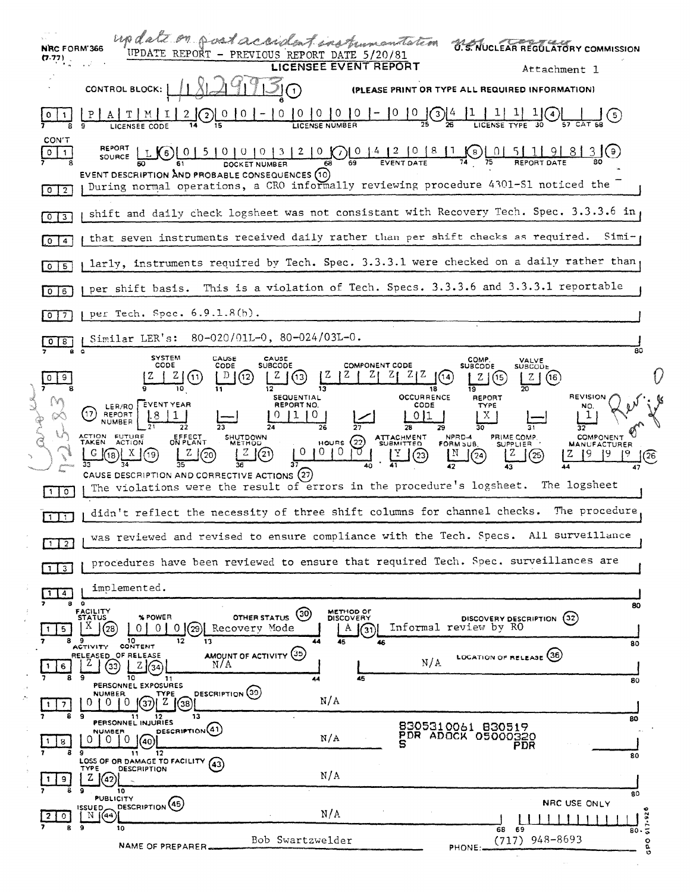update on post accident instrumentation not necessary

NRC FORM 366 (7-77)

UPDATE REPORT - PREVIOUS REPORT DATE 5/20/81

U.S. NUCLEAR REGULATORY COMMISSION

# LICENSEE EVENT REPORT

Attachment 1

CONTROL BLOCK: 1 8 2 9 9 3 (1) (PLEASE PRINT OR TYPE ALL REQUIRED INFORMATION)

01 | LICENSEE CODE: P A T M I 2 (2) | LICENSE NUMBER: 0 0 - 0 0 0 0 0 - 0 0 (3) | LICENSE TYPE: 4 1 1 1 1 (4) | CAT (5)

CON'T 01 | REPORT SOURCE: L (6) | DOCKET NUMBER: 0 5 0 0 0 3 2 0 (7) | EVENT DATE: 0 4 2 0 8 1 (8) | REPORT DATE: 0 5 1 9 8 3 (9)

EVENT DESCRIPTION AND PROBABLE CONSEQUENCES (10)

02 During normal operations, a CRO informally reviewing procedure 4301-S1 noticed the

03 shift and daily check logsheet was not consistant with Recovery Tech. Spec. 3.3.3.6 in

04 that seven instruments received daily rather than per shift checks as required. Simi-

05 larly, instruments required by Tech. Spec. 3.3.3.1 were checked on a daily rather than

06 per shift basis. This is a violation of Tech. Specs. 3.3.3.6 and 3.3.3.1 reportable

07 per Tech. Spec. 6.9.1.8(b).

08 Similar LER's: 80-020/01L-0, 80-024/03L-0.

| SYSTEM CODE | CAUSE CODE | CAUSE SUBCODE | COMPONENT CODE | COMP. SUBCODE | VALVE SUBCODE |
|---|---|---|---|---|---|
| Z Z (11) | D (12) | Z (13) | Z Z Z Z Z Z (14) | Z (15) | Z (16) |

| (17) LER/RO REPORT NUMBER | EVENT YEAR | | SEQUENTIAL REPORT NO. | | OCCURRENCE CODE | REPORT TYPE | | REVISION NO. |
|---|---|---|---|---|---|---|---|---|
| | 8 1 | — | 0 1 0 | / | 0 1 | X | — | 1 |

| ACTION TAKEN | FUTURE ACTION | EFFECT ON PLANT | SHUTDOWN METHOD | HOURS (22) | ATTACHMENT SUBMITTED | NPRD-4 FORM SUB. | PRIME COMP. SUPPLIER | COMPONENT MANUFACTURER |
|---|---|---|---|---|---|---|---|---|
| G (18) | X (19) | Z (20) | Z (21) | 0 0 0 0 | Y (23) | N (24) | Z (25) | Z 9 9 9 (26) |

Cancel 7-25-83 — Rev. on file

CAUSE DESCRIPTION AND CORRECTIVE ACTIONS (27)

10 The violations were the result of errors in the procedure's logsheet. The logsheet

11 didn't reflect the necessity of three shift columns for channel checks. The procedure

12 was reviewed and revised to ensure compliance with the Tech. Specs. All surveillance

13 procedures have been reviewed to ensure that required Tech. Spec. surveillances are

14 implemented.

15 | FACILITY STATUS: X (28) | % POWER: 0 0 0 (29) | OTHER STATUS (30): Recovery Mode | METHOD OF DISCOVERY: A (31) | DISCOVERY DESCRIPTION (32): Informal review by RO

16 | ACTIVITY RELEASED OF RELEASE: Z (33) | CONTENT: Z (34) | AMOUNT OF ACTIVITY (35): N/A | LOCATION OF RELEASE (36): N/A

PERSONNEL EXPOSURES

17 | NUMBER: 0 0 0 (37) | TYPE: Z (38) | DESCRIPTION (39): N/A

PERSONNEL INJURIES

18 | NUMBER: 0 0 0 (40) | DESCRIPTION (41): N/A

8305310061 830519
PDR ADOCK 05000320
S PDR

LOSS OF OR DAMAGE TO FACILITY (43)

19 | TYPE: Z (42) | DESCRIPTION: N/A

PUBLICITY

20 | ISSUED: N (44) | DESCRIPTION (45): N/A | NRC USE ONLY

NAME OF PREPARER: Bob Swartzwelder PHONE: (717) 948-8693